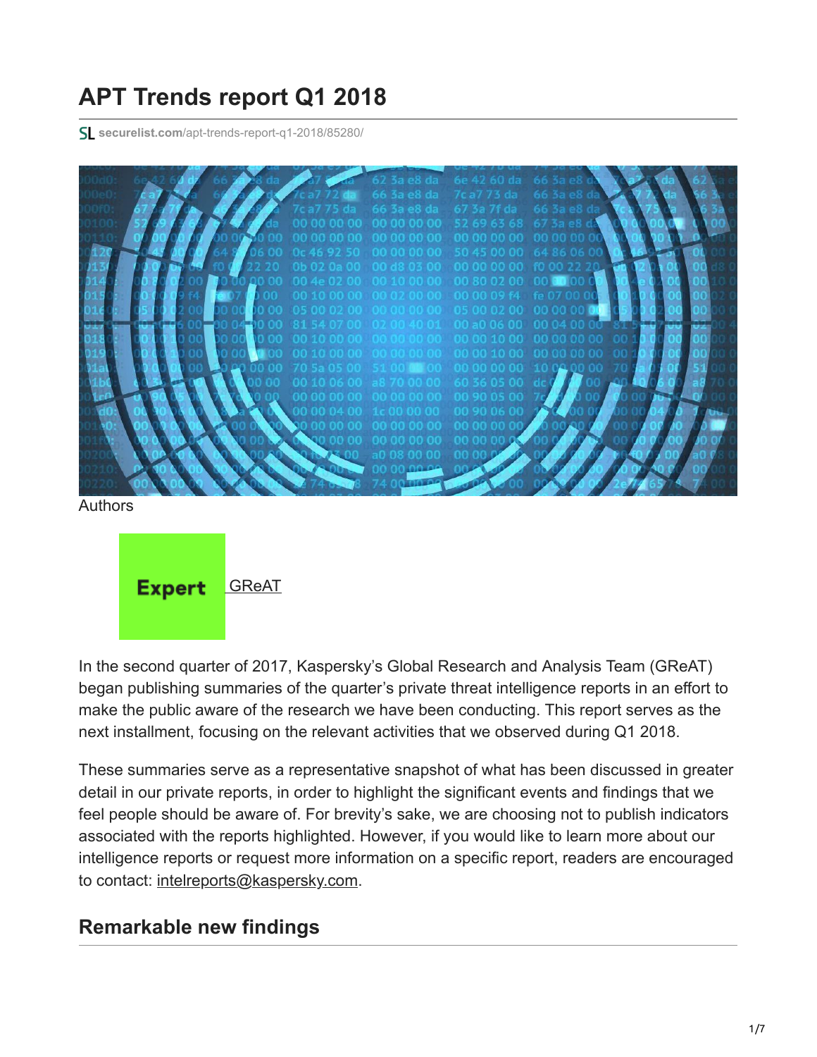# APT Trends report Q1 2018

securelist.com/apt-trends-report-q1-2018/85280/

Authors

Expert GReAT

In the second quarter of 2017, Kaspersky's Global Research and Analysis Team (GReAT) began publishing summaries of the quarter's private threat intelligence reports in an effort to make the public aware of the research we have been conducting. This report serves as the next installment, focusing on the relevant activities that we observed during Q1 2018.

These summaries serve as a representative snapshot of what has been discussed in greater detail in our private reports, in order to highlight the significant events and findings that we feel people should be aware of. For brevity's sake, we are choosing not to publish indicators associated with the reports highlighted. However, if you would like to learn more about our intelligence reports or request more information on a specific report, readers are encouraged to contact: intelreports@kaspersky.com.

## Remarkable new findings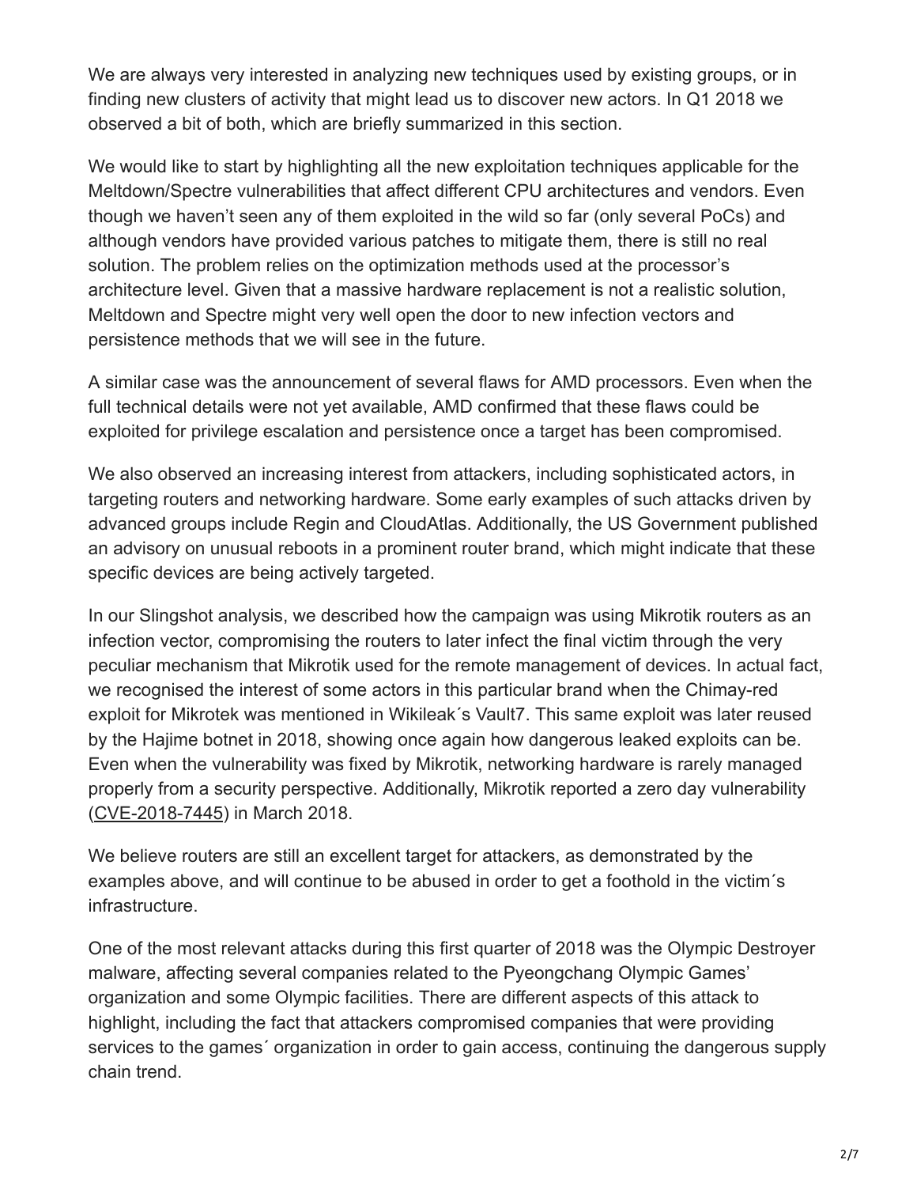We are always very interested in analyzing new techniques used by existing groups, or in finding new clusters of activity that might lead us to discover new actors. In Q1 2018 we observed a bit of both, which are briefly summarized in this section.

We would like to start by highlighting all the new exploitation techniques applicable for the Meltdown/Spectre vulnerabilities that affect different CPU architectures and vendors. Even though we haven't seen any of them exploited in the wild so far (only several PoCs) and although vendors have provided various patches to mitigate them, there is still no real solution. The problem relies on the optimization methods used at the processor's architecture level. Given that a massive hardware replacement is not a realistic solution, Meltdown and Spectre might very well open the door to new infection vectors and persistence methods that we will see in the future.

A similar case was the announcement of several flaws for AMD processors. Even when the full technical details were not yet available, AMD confirmed that these flaws could be exploited for privilege escalation and persistence once a target has been compromised.

We also observed an increasing interest from attackers, including sophisticated actors, in targeting routers and networking hardware. Some early examples of such attacks driven by advanced groups include Regin and CloudAtlas. Additionally, the US Government published an advisory on unusual reboots in a prominent router brand, which might indicate that these specific devices are being actively targeted.

In our Slingshot analysis, we described how the campaign was using Mikrotik routers as an infection vector, compromising the routers to later infect the final victim through the very peculiar mechanism that Mikrotik used for the remote management of devices. In actual fact, we recognised the interest of some actors in this particular brand when the Chimay-red exploit for Mikrotek was mentioned in Wikileak´s Vault7. This same exploit was later reused by the Hajime botnet in 2018, showing once again how dangerous leaked exploits can be. Even when the vulnerability was fixed by Mikrotik, networking hardware is rarely managed properly from a security perspective. Additionally, Mikrotik reported a zero day vulnerability (CVE-2018-7445) in March 2018.

We believe routers are still an excellent target for attackers, as demonstrated by the examples above, and will continue to be abused in order to get a foothold in the victim´s infrastructure.

One of the most relevant attacks during this first quarter of 2018 was the Olympic Destroyer malware, affecting several companies related to the Pyeongchang Olympic Games' organization and some Olympic facilities. There are different aspects of this attack to highlight, including the fact that attackers compromised companies that were providing services to the games´ organization in order to gain access, continuing the dangerous supply chain trend.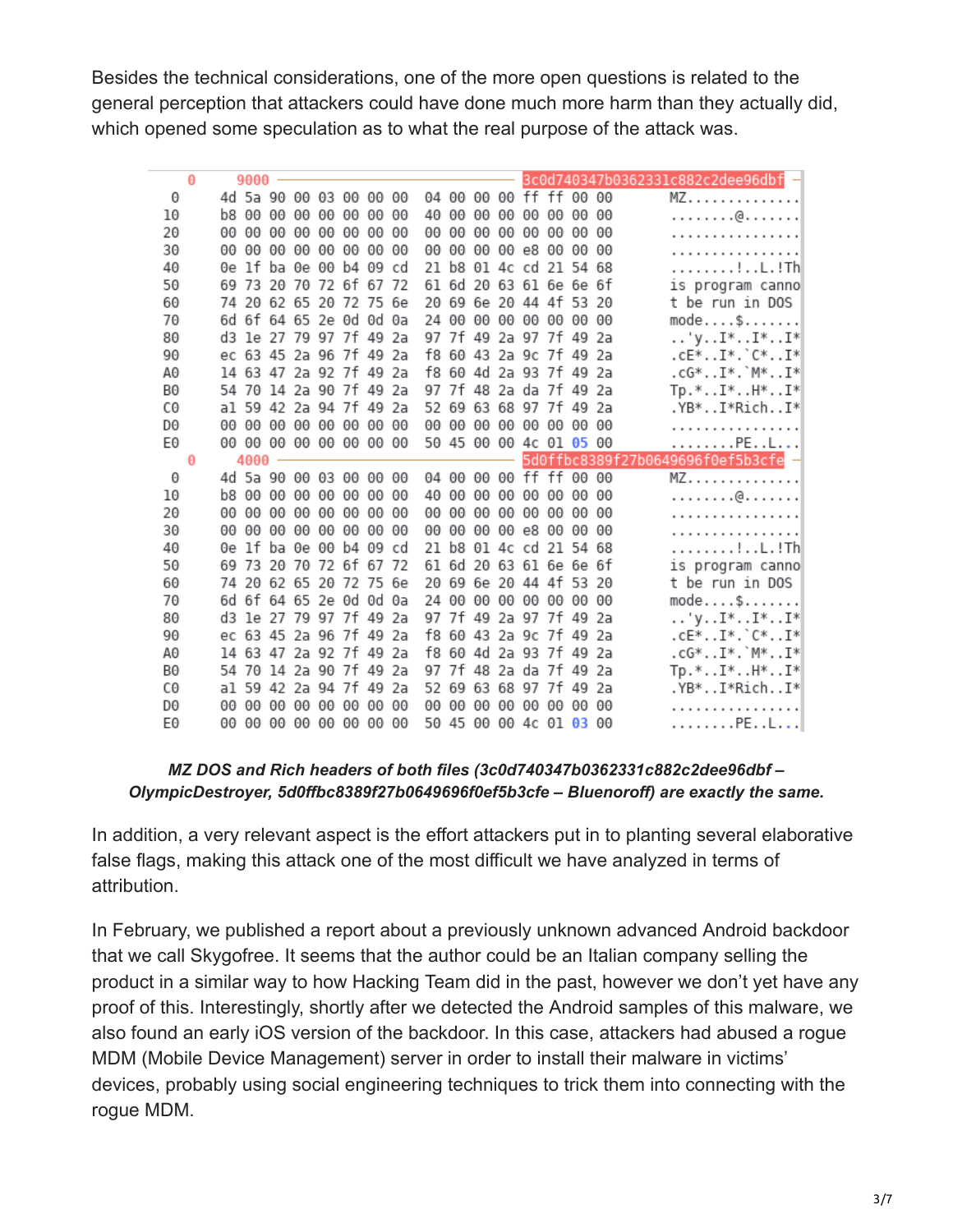Besides the technical considerations, one of the more open questions is related to the general perception that attackers could have done much more harm than they actually did, which opened some speculation as to what the real purpose of the attack was.

```
0   9000                                          3c0d740347b0362331c882c2dee96dbf
0   4d 5a 90 00 03 00 00 00  04 00 00 00 ff ff 00 00   MZ..............
10  b8 00 00 00 00 00 00 00  40 00 00 00 00 00 00 00   ........@.......
20  00 00 00 00 00 00 00 00  00 00 00 00 00 00 00 00   ................
30  00 00 00 00 00 00 00 00  00 00 00 00 e8 00 00 00   ................
40  0e 1f ba 0e 00 b4 09 cd  21 b8 01 4c cd 21 54 68   ........!..L.!Th
50  69 73 20 70 72 6f 67 72  61 6d 20 63 61 6e 6e 6f   is program canno
60  74 20 62 65 20 72 75 6e  20 69 6e 20 44 4f 53 20   t be run in DOS 
70  6d 6f 64 65 2e 0d 0d 0a  24 00 00 00 00 00 00 00   mode....$.......
80  d3 1e 27 79 97 7f 49 2a  97 7f 49 2a 97 7f 49 2a   ..'y..I*..I*..I*
90  ec 63 45 2a 96 7f 49 2a  f8 60 43 2a 9c 7f 49 2a   .cE*..I*.`C*..I*
A0  14 63 47 2a 92 7f 49 2a  f8 60 4d 2a 93 7f 49 2a   .cG*..I*.`M*..I*
B0  54 70 14 2a 90 7f 49 2a  97 7f 48 2a da 7f 49 2a   Tp.*..I*..H*..I*
C0  a1 59 42 2a 94 7f 49 2a  52 69 63 68 97 7f 49 2a   .YB*..I*Rich..I*
D0  00 00 00 00 00 00 00 00  00 00 00 00 00 00 00 00   ................
E0  00 00 00 00 00 00 00 00  50 45 00 00 4c 01 05 00   ........PE..L...
0   4000                                          5d0ffbc8389f27b0649696f0ef5b3cfe
0   4d 5a 90 00 03 00 00 00  04 00 00 00 ff ff 00 00   MZ..............
10  b8 00 00 00 00 00 00 00  40 00 00 00 00 00 00 00   ........@.......
20  00 00 00 00 00 00 00 00  00 00 00 00 00 00 00 00   ................
30  00 00 00 00 00 00 00 00  00 00 00 00 e8 00 00 00   ................
40  0e 1f ba 0e 00 b4 09 cd  21 b8 01 4c cd 21 54 68   ........!..L.!Th
50  69 73 20 70 72 6f 67 72  61 6d 20 63 61 6e 6e 6f   is program canno
60  74 20 62 65 20 72 75 6e  20 69 6e 20 44 4f 53 20   t be run in DOS 
70  6d 6f 64 65 2e 0d 0d 0a  24 00 00 00 00 00 00 00   mode....$.......
80  d3 1e 27 79 97 7f 49 2a  97 7f 49 2a 97 7f 49 2a   ..'y..I*..I*..I*
90  ec 63 45 2a 96 7f 49 2a  f8 60 43 2a 9c 7f 49 2a   .cE*..I*.`C*..I*
A0  14 63 47 2a 92 7f 49 2a  f8 60 4d 2a 93 7f 49 2a   .cG*..I*.`M*..I*
B0  54 70 14 2a 90 7f 49 2a  97 7f 48 2a da 7f 49 2a   Tp.*..I*..H*..I*
C0  a1 59 42 2a 94 7f 49 2a  52 69 63 68 97 7f 49 2a   .YB*..I*Rich..I*
D0  00 00 00 00 00 00 00 00  00 00 00 00 00 00 00 00   ................
E0  00 00 00 00 00 00 00 00  50 45 00 00 4c 01 03 00   ........PE..L...
```

***MZ DOS and Rich headers of both files (3c0d740347b0362331c882c2dee96dbf – OlympicDestroyer, 5d0ffbc8389f27b0649696f0ef5b3cfe – Bluenoroff) are exactly the same.***

In addition, a very relevant aspect is the effort attackers put in to planting several elaborative false flags, making this attack one of the most difficult we have analyzed in terms of attribution.

In February, we published a report about a previously unknown advanced Android backdoor that we call Skygofree. It seems that the author could be an Italian company selling the product in a similar way to how Hacking Team did in the past, however we don't yet have any proof of this. Interestingly, shortly after we detected the Android samples of this malware, we also found an early iOS version of the backdoor. In this case, attackers had abused a rogue MDM (Mobile Device Management) server in order to install their malware in victims' devices, probably using social engineering techniques to trick them into connecting with the rogue MDM.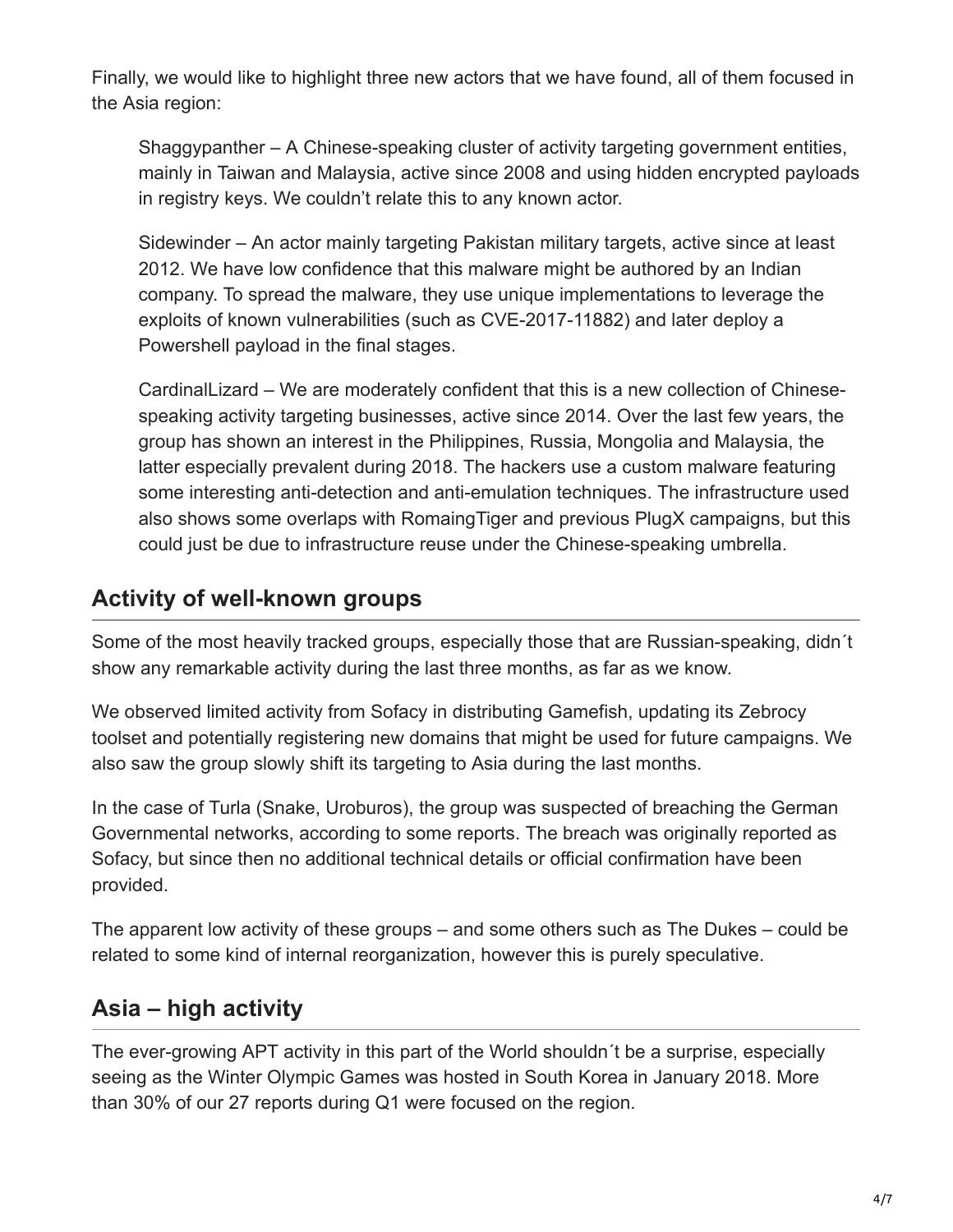Finally, we would like to highlight three new actors that we have found, all of them focused in the Asia region:

> Shaggypanther – A Chinese-speaking cluster of activity targeting government entities, mainly in Taiwan and Malaysia, active since 2008 and using hidden encrypted payloads in registry keys. We couldn't relate this to any known actor.
>
> Sidewinder – An actor mainly targeting Pakistan military targets, active since at least 2012. We have low confidence that this malware might be authored by an Indian company. To spread the malware, they use unique implementations to leverage the exploits of known vulnerabilities (such as CVE-2017-11882) and later deploy a Powershell payload in the final stages.
>
> CardinalLizard – We are moderately confident that this is a new collection of Chinese-speaking activity targeting businesses, active since 2014. Over the last few years, the group has shown an interest in the Philippines, Russia, Mongolia and Malaysia, the latter especially prevalent during 2018. The hackers use a custom malware featuring some interesting anti-detection and anti-emulation techniques. The infrastructure used also shows some overlaps with RomaingTiger and previous PlugX campaigns, but this could just be due to infrastructure reuse under the Chinese-speaking umbrella.

## Activity of well-known groups

Some of the most heavily tracked groups, especially those that are Russian-speaking, didn´t show any remarkable activity during the last three months, as far as we know.

We observed limited activity from Sofacy in distributing Gamefish, updating its Zebrocy toolset and potentially registering new domains that might be used for future campaigns. We also saw the group slowly shift its targeting to Asia during the last months.

In the case of Turla (Snake, Uroburos), the group was suspected of breaching the German Governmental networks, according to some reports. The breach was originally reported as Sofacy, but since then no additional technical details or official confirmation have been provided.

The apparent low activity of these groups – and some others such as The Dukes – could be related to some kind of internal reorganization, however this is purely speculative.

## Asia – high activity

The ever-growing APT activity in this part of the World shouldn´t be a surprise, especially seeing as the Winter Olympic Games was hosted in South Korea in January 2018. More than 30% of our 27 reports during Q1 were focused on the region.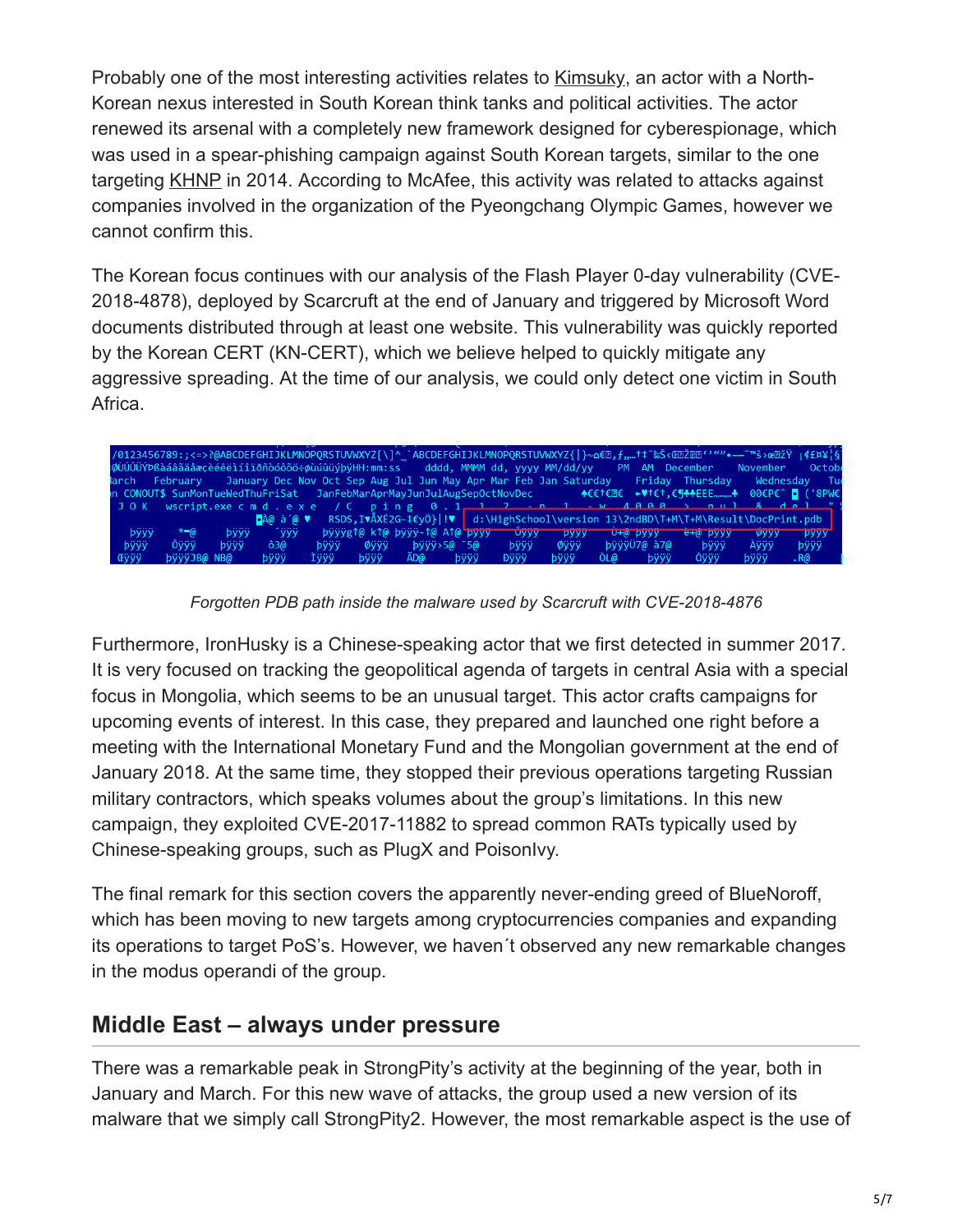Probably one of the most interesting activities relates to Kimsuky, an actor with a North-Korean nexus interested in South Korean think tanks and political activities. The actor renewed its arsenal with a completely new framework designed for cyberespionage, which was used in a spear-phishing campaign against South Korean targets, similar to the one targeting KHNP in 2014. According to McAfee, this activity was related to attacks against companies involved in the organization of the Pyeongchang Olympic Games, however we cannot confirm this.

The Korean focus continues with our analysis of the Flash Player 0-day vulnerability (CVE-2018-4878), deployed by Scarcruft at the end of January and triggered by Microsoft Word documents distributed through at least one website. This vulnerability was quickly reported by the Korean CERT (KN-CERT), which we believe helped to quickly mitigate any aggressive spreading. At the time of our analysis, we could only detect one victim in South Africa.

*Forgotten PDB path inside the malware used by Scarcruft with CVE-2018-4876*

Furthermore, IronHusky is a Chinese-speaking actor that we first detected in summer 2017. It is very focused on tracking the geopolitical agenda of targets in central Asia with a special focus in Mongolia, which seems to be an unusual target. This actor crafts campaigns for upcoming events of interest. In this case, they prepared and launched one right before a meeting with the International Monetary Fund and the Mongolian government at the end of January 2018. At the same time, they stopped their previous operations targeting Russian military contractors, which speaks volumes about the group's limitations. In this new campaign, they exploited CVE-2017-11882 to spread common RATs typically used by Chinese-speaking groups, such as PlugX and PoisonIvy.

The final remark for this section covers the apparently never-ending greed of BlueNoroff, which has been moving to new targets among cryptocurrencies companies and expanding its operations to target PoS's. However, we haven´t observed any new remarkable changes in the modus operandi of the group.

## Middle East – always under pressure

There was a remarkable peak in StrongPity's activity at the beginning of the year, both in January and March. For this new wave of attacks, the group used a new version of its malware that we simply call StrongPity2. However, the most remarkable aspect is the use of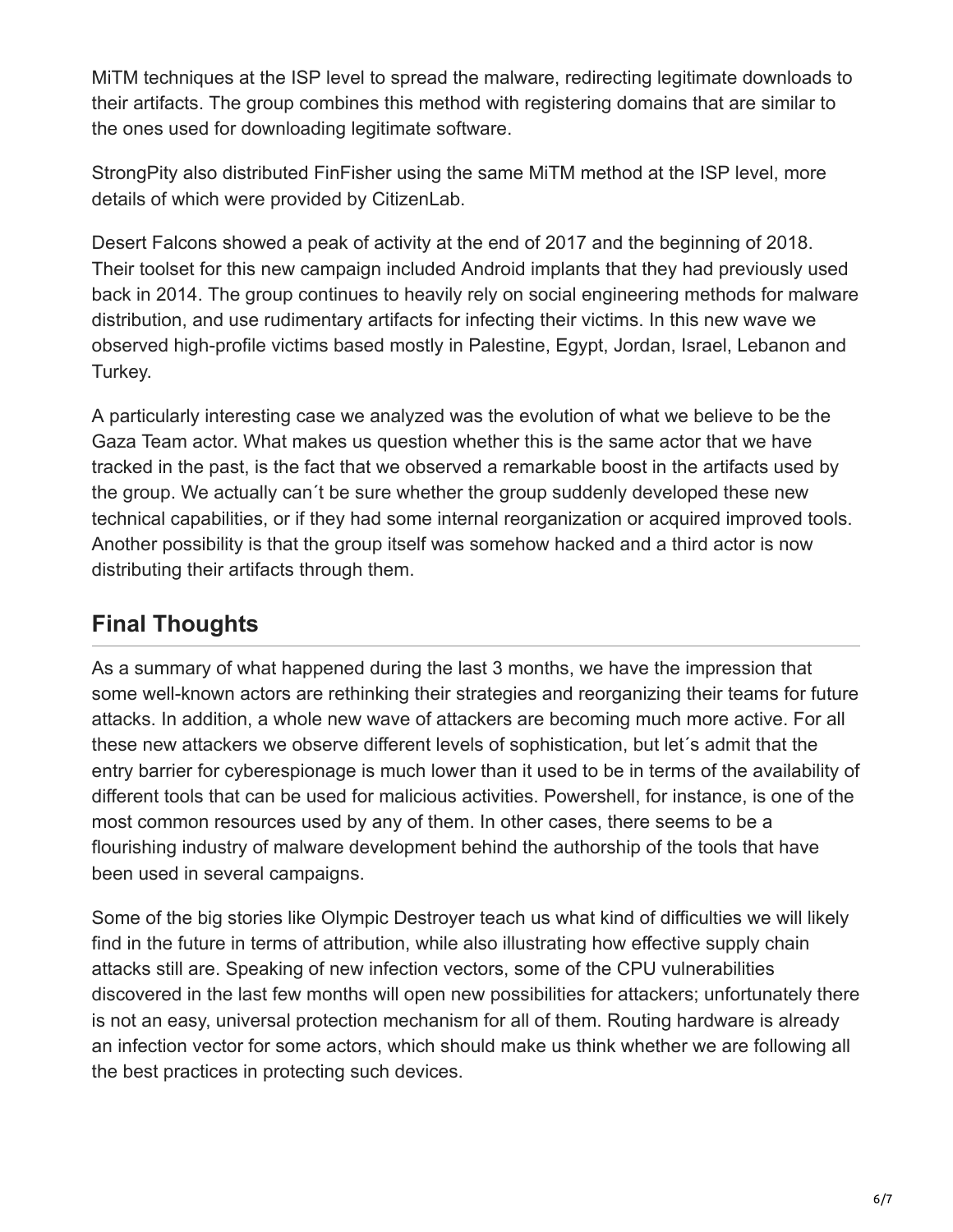MiTM techniques at the ISP level to spread the malware, redirecting legitimate downloads to their artifacts. The group combines this method with registering domains that are similar to the ones used for downloading legitimate software.

StrongPity also distributed FinFisher using the same MiTM method at the ISP level, more details of which were provided by CitizenLab.

Desert Falcons showed a peak of activity at the end of 2017 and the beginning of 2018. Their toolset for this new campaign included Android implants that they had previously used back in 2014. The group continues to heavily rely on social engineering methods for malware distribution, and use rudimentary artifacts for infecting their victims. In this new wave we observed high-profile victims based mostly in Palestine, Egypt, Jordan, Israel, Lebanon and Turkey.

A particularly interesting case we analyzed was the evolution of what we believe to be the Gaza Team actor. What makes us question whether this is the same actor that we have tracked in the past, is the fact that we observed a remarkable boost in the artifacts used by the group. We actually can´t be sure whether the group suddenly developed these new technical capabilities, or if they had some internal reorganization or acquired improved tools. Another possibility is that the group itself was somehow hacked and a third actor is now distributing their artifacts through them.

## Final Thoughts

As a summary of what happened during the last 3 months, we have the impression that some well-known actors are rethinking their strategies and reorganizing their teams for future attacks. In addition, a whole new wave of attackers are becoming much more active. For all these new attackers we observe different levels of sophistication, but let´s admit that the entry barrier for cyberespionage is much lower than it used to be in terms of the availability of different tools that can be used for malicious activities. Powershell, for instance, is one of the most common resources used by any of them. In other cases, there seems to be a flourishing industry of malware development behind the authorship of the tools that have been used in several campaigns.

Some of the big stories like Olympic Destroyer teach us what kind of difficulties we will likely find in the future in terms of attribution, while also illustrating how effective supply chain attacks still are. Speaking of new infection vectors, some of the CPU vulnerabilities discovered in the last few months will open new possibilities for attackers; unfortunately there is not an easy, universal protection mechanism for all of them. Routing hardware is already an infection vector for some actors, which should make us think whether we are following all the best practices in protecting such devices.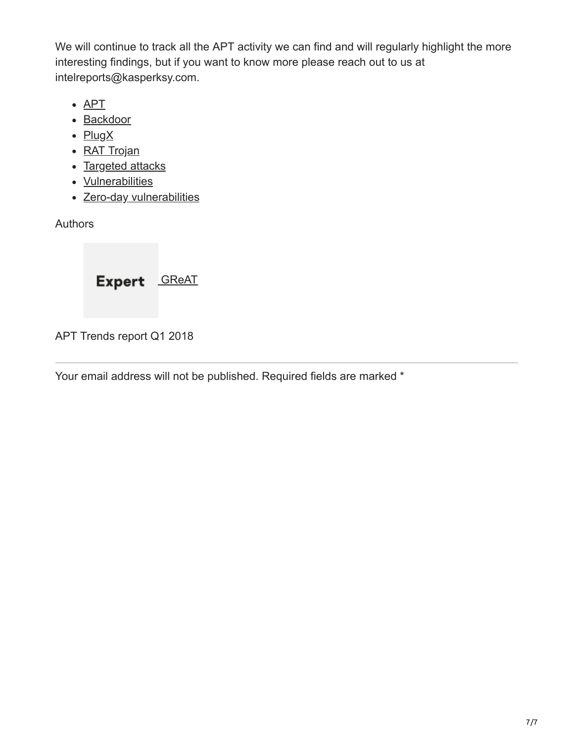We will continue to track all the APT activity we can find and will regularly highlight the more interesting findings, but if you want to know more please reach out to us at intelreports@kasperksy.com.

- APT
- Backdoor
- PlugX
- RAT Trojan
- Targeted attacks
- Vulnerabilities
- Zero-day vulnerabilities

Authors

Expert GReAT

APT Trends report Q1 2018

---

Your email address will not be published. Required fields are marked *